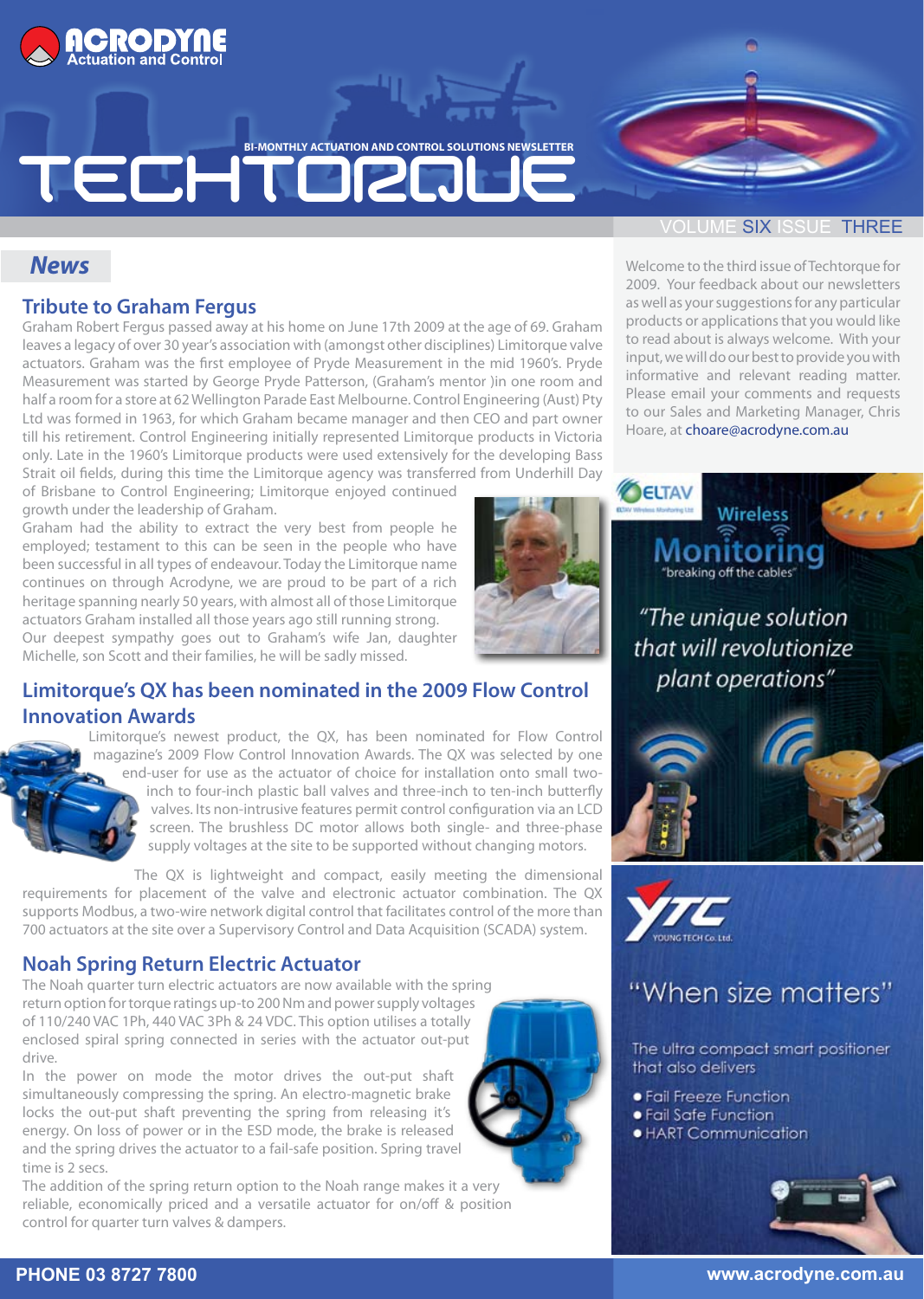# ACRODYNE Actuation and Control

BI-MONTHLY ACTUATION AND CONTROL SOLUTIONS NEWSLETTER

# TECHTORQUE

VOLUME SIX ISSUE THREE

## News

### Tribute to Graham Fergus

Graham Robert Fergus passed away at his home on June 17th 2009 at the age of 69. Graham leaves a legacy of over 30 year's association with (amongst other disciplines) Limitorque valve actuators. Graham was the first employee of Pryde Measurement in the mid 1960's. Pryde Measurement was started by George Pryde Patterson, (Graham's mentor )in one room and half a room for a store at 62 Wellington Parade East Melbourne. Control Engineering (Aust) Pty Ltd was formed in 1963, for which Graham became manager and then CEO and part owner till his retirement. Control Engineering initially represented Limitorque products in Victoria only. Late in the 1960's Limitorque products were used extensively for the developing Bass Strait oil fields, during this time the Limitorque agency was transferred from Underhill Day of Brisbane to Control Engineering; Limitorque enjoyed continued growth under the leadership of Graham.

Graham had the ability to extract the very best from people he employed; testament to this can be seen in the people who have been successful in all types of endeavour. Today the Limitorque name continues on through Acrodyne, we are proud to be part of a rich heritage spanning nearly 50 years, with almost all of those Limitorque actuators Graham installed all those years ago still running strong.

Our deepest sympathy goes out to Graham's wife Jan, daughter Michelle, son Scott and their families, he will be sadly missed.

### Limitorque's QX has been nominated in the 2009 Flow Control Innovation Awards

Limitorque's newest product, the QX, has been nominated for Flow Control magazine's 2009 Flow Control Innovation Awards. The QX was selected by one end-user for use as the actuator of choice for installation onto small two-inch to four-inch plastic ball valves and three-inch to ten-inch butterfly valves. Its non-intrusive features permit control configuration via an LCD screen. The brushless DC motor allows both single- and three-phase supply voltages at the site to be supported without changing motors.

The QX is lightweight and compact, easily meeting the dimensional requirements for placement of the valve and electronic actuator combination. The QX supports Modbus, a two-wire network digital control that facilitates control of the more than 700 actuators at the site over a Supervisory Control and Data Acquisition (SCADA) system.

### Noah Spring Return Electric Actuator

The Noah quarter turn electric actuators are now available with the spring return option for torque ratings up-to 200 Nm and power supply voltages of 110/240 VAC 1Ph, 440 VAC 3Ph & 24 VDC. This option utilises a totally enclosed spiral spring connected in series with the actuator out-put drive.

In the power on mode the motor drives the out-put shaft simultaneously compressing the spring. An electro-magnetic brake locks the out-put shaft preventing the spring from releasing it's energy. On loss of power or in the ESD mode, the brake is released and the spring drives the actuator to a fail-safe position. Spring travel time is 2 secs.

The addition of the spring return option to the Noah range makes it a very reliable, economically priced and a versatile actuator for on/off & position control for quarter turn valves & dampers.

---

Welcome to the third issue of Techtorque for 2009. Your feedback about our newsletters as well as your suggestions for any particular products or applications that you would like to read about is always welcome. With your input, we will do our best to provide you with informative and relevant reading matter. Please email your comments and requests to our Sales and Marketing Manager, Chris Hoare, at choare@acrodyne.com.au

---

**ELTAV** Wireless Monitoring "breaking off the cables"

*"The unique solution that will revolutionize plant operations"*

---

**YTC** YOUNG TECH Co. Ltd.

"When size matters"

The ultra compact smart positioner that also delivers

- Fail Freeze Function
- Fail Safe Function
- HART Communication

---

PHONE 03 8727 7800

www.acrodyne.com.au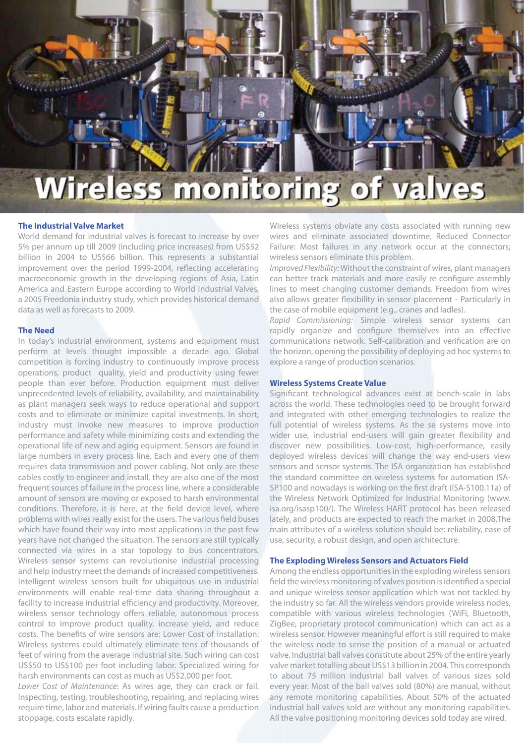# Wireless monitoring of valves

## The Industrial Valve Market

World demand for industrial valves is forecast to increase by over 5% per annum up till 2009 (including price increases) from US$52 billion in 2004 to US$66 billion. This represents a substantial improvement over the period 1999-2004, reflecting accelerating macroeconomic growth in the developing regions of Asia, Latin America and Eastern Europe according to World Industrial Valves, a 2005 Freedonia industry study, which provides historical demand data as well as forecasts to 2009.

## The Need

In today's industrial environment, systems and equipment must perform at levels thought impossible a decade ago. Global competition is forcing industry to continuously improve process operations, product quality, yield and productivity using fewer people than ever before. Production equipment must deliver unprecedented levels of reliability, availability, and maintainability as plant managers seek ways to reduce operational and support costs and to eliminate or minimize capital investments. In short, industry must invoke new measures to improve production performance and safety while minimizing costs and extending the operational life of new and aging equipment. Sensors are found in large numbers in every process line. Each and every one of them requires data transmission and power cabling. Not only are these cables costly to engineer and install, they are also one of the most frequent sources of failure in the process line, where a considerable amount of sensors are moving or exposed to harsh environmental conditions. Therefore, it is here, at the field device level, where problems with wires really exist for the users. The various field buses which have found their way into most applications in the past few years have not changed the situation. The sensors are still typically connected via wires in a star topology to bus concentrators. Wireless sensor systems can revolutionise industrial processing and help industry meet the demands of increased competitiveness. Intelligent wireless sensors built for ubiquitous use in industrial environments will enable real-time data sharing throughout a facility to increase industrial efficiency and productivity. Moreover, wireless sensor technology offers reliable, autonomous process control to improve product quality, increase yield, and reduce costs. The benefits of wire sensors are: Lower Cost of Installation: Wireless systems could ultimately eliminate tens of thousands of feet of wiring from the average industrial site. Such wiring can cost US$50 to US$100 per foot including labor. Specialized wiring for harsh environments can cost as much as US$2,000 per foot.

*Lower Cost of Maintenance*: As wires age, they can crack or fail. Inspecting, testing, troubleshooting, repairing, and replacing wires require time, labor and materials. If wiring faults cause a production stoppage, costs escalate rapidly.

Wireless systems obviate any costs associated with running new wires and eliminate associated downtime. Reduced Connector Failure: Most failures in any network occur at the connectors; wireless sensors eliminate this problem.

*Improved Flexibility:* Without the constraint of wires, plant managers can better track materials and more easily re configure assembly lines to meet changing customer demands. Freedom from wires also allows greater flexibility in sensor placement - Particularly in the case of mobile equipment (e.g., cranes and ladles).

*Rapid Commissioning:* Simple wireless sensor systems can rapidly organize and configure themselves into an effective communications network. Self-calibration and verification are on the horizon, opening the possibility of deploying ad hoc systems to explore a range of production scenarios.

## Wireless Systems Create Value

Significant technological advances exist at bench-scale in labs across the world. These technologies need to be brought forward and integrated with other emerging technologies to realize the full potential of wireless systems. As the se systems move into wider use, industrial end-users will gain greater flexibility and discover new possibilities. Low-cost, high-performance, easily deployed wireless devices will change the way end-users view sensors and sensor systems. The ISA organization has established the standard committee on wireless systems for automation ISA-SP100 and nowadays is working on the first draft (ISA-S100.11a) of the Wireless Network Optimized for Industrial Monitoring (www.isa.org/isasp100/). The Wireless HART protocol has been released lately, and products are expected to reach the market in 2008.The main attributes of a wireless solution should be: reliability, ease of use, security, a robust design, and open architecture.

## The Exploding Wireless Sensors and Actuators Field

Among the endless opportunities in the exploding wireless sensors field the wireless monitoring of valves position is identified a special and unique wireless sensor application which was not tackled by the industry so far. All the wireless vendors provide wireless nodes, compatible with various wireless technologies (WiFi, Bluetooth, ZigBee, proprietary protocol communication) which can act as a wireless sensor. However meaningful effort is still required to make the wireless node to sense the position of a manual or actuated valve. Industrial ball valves constitute about 25% of the entire yearly valve market totalling about US$13 billion in 2004. This corresponds to about 75 million industrial ball valves of various sizes sold every year. Most of the ball valves sold (80%) are manual, without any remote monitoring capabilities. About 50% of the actuated industrial ball valves sold are without any monitoring capabilities. All the valve positioning monitoring devices sold today are wired.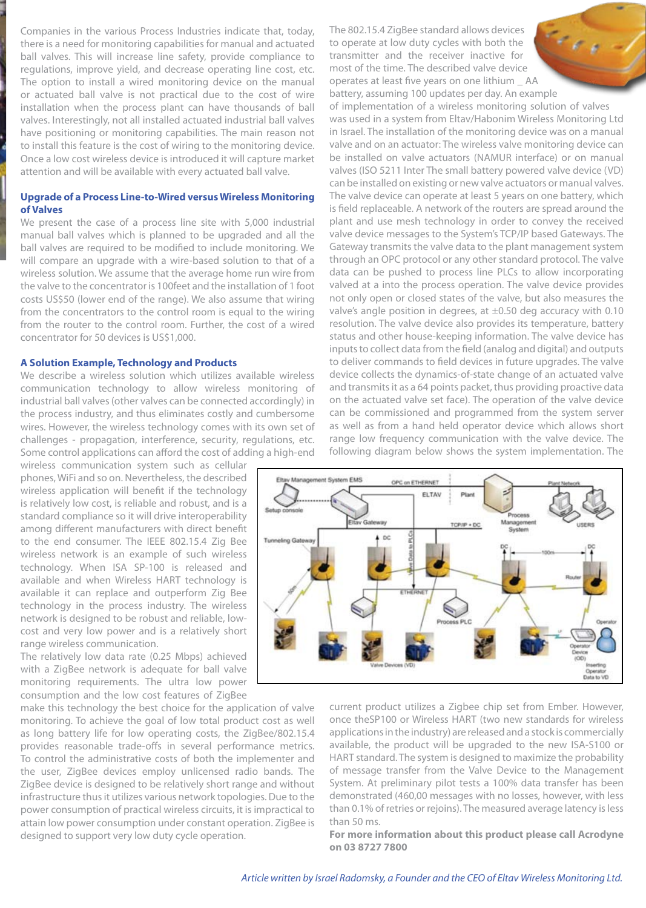Companies in the various Process Industries indicate that, today, there is a need for monitoring capabilities for manual and actuated ball valves. This will increase line safety, provide compliance to regulations, improve yield, and decrease operating line cost, etc. The option to install a wired monitoring device on the manual or actuated ball valve is not practical due to the cost of wire installation when the process plant can have thousands of ball valves. Interestingly, not all installed actuated industrial ball valves have positioning or monitoring capabilities. The main reason not to install this feature is the cost of wiring to the monitoring device. Once a low cost wireless device is introduced it will capture market attention and will be available with every actuated ball valve.

## Upgrade of a Process Line-to-Wired versus Wireless Monitoring of Valves

We present the case of a process line site with 5,000 industrial manual ball valves which is planned to be upgraded and all the ball valves are required to be modified to include monitoring. We will compare an upgrade with a wire-based solution to that of a wireless solution. We assume that the average home run wire from the valve to the concentrator is 100feet and the installation of 1 foot costs US$50 (lower end of the range). We also assume that wiring from the concentrators to the control room is equal to the wiring from the router to the control room. Further, the cost of a wired concentrator for 50 devices is US$1,000.

## A Solution Example, Technology and Products

We describe a wireless solution which utilizes available wireless communication technology to allow wireless monitoring of industrial ball valves (other valves can be connected accordingly) in the process industry, and thus eliminates costly and cumbersome wires. However, the wireless technology comes with its own set of challenges - propagation, interference, security, regulations, etc. Some control applications can afford the cost of adding a high-end wireless communication system such as cellular phones, WiFi and so on. Nevertheless, the described wireless application will benefit if the technology is relatively low cost, is reliable and robust, and is a standard compliance so it will drive interoperability among different manufacturers with direct benefit to the end consumer. The IEEE 802.15.4 Zig Bee wireless network is an example of such wireless technology. When ISA SP-100 is released and available and when Wireless HART technology is available it can replace and outperform Zig Bee technology in the process industry. The wireless network is designed to be robust and reliable, low-cost and very low power and is a relatively short range wireless communication.

The relatively low data rate (0.25 Mbps) achieved with a ZigBee network is adequate for ball valve monitoring requirements. The ultra low power consumption and the low cost features of ZigBee make this technology the best choice for the application of valve monitoring. To achieve the goal of low total product cost as well as long battery life for low operating costs, the ZigBee/802.15.4 provides reasonable trade-offs in several performance metrics. To control the administrative costs of both the implementer and the user, ZigBee devices employ unlicensed radio bands. The ZigBee device is designed to be relatively short range and without infrastructure thus it utilizes various network topologies. Due to the power consumption of practical wireless circuits, it is impractical to attain low power consumption under constant operation. ZigBee is designed to support very low duty cycle operation.

The 802.15.4 ZigBee standard allows devices to operate at low duty cycles with both the transmitter and the receiver inactive for most of the time. The described valve device operates at least five years on one lithium _ AA battery, assuming 100 updates per day. An example of implementation of a wireless monitoring solution of valves was used in a system from Eltav/Habonim Wireless Monitoring Ltd in Israel. The installation of the monitoring device was on a manual valve and on an actuator: The wireless valve monitoring device can be installed on valve actuators (NAMUR interface) or on manual valves (ISO 5211 Inter The small battery powered valve device (VD) can be installed on existing or new valve actuators or manual valves. The valve device can operate at least 5 years on one battery, which is field replaceable. A network of the routers are spread around the plant and use mesh technology in order to convey the received valve device messages to the System's TCP/IP based Gateways. The Gateway transmits the valve data to the plant management system through an OPC protocol or any other standard protocol. The valve data can be pushed to process line PLCs to allow incorporating valved at a into the process operation. The valve device provides not only open or closed states of the valve, but also measures the valve's angle position in degrees, at ±0.50 deg accuracy with 0.10 resolution. The valve device also provides its temperature, battery status and other house-keeping information. The valve device has inputs to collect data from the field (analog and digital) and outputs to deliver commands to field devices in future upgrades. The valve device collects the dynamics-of-state change of an actuated valve and transmits it as a 64 points packet, thus providing proactive data on the actuated valve set face). The operation of the valve device can be commissioned and programmed from the system server as well as from a hand held operator device which allows short range low frequency communication with the valve device. The following diagram below shows the system implementation. The current product utilizes a Zigbee chip set from Ember. However, once theSP100 or Wireless HART (two new standards for wireless applications in the industry) are released and a stock is commercially available, the product will be upgraded to the new ISA-S100 or HART standard. The system is designed to maximize the probability of message transfer from the Valve Device to the Management System. At preliminary pilot tests a 100% data transfer has been demonstrated (460,00 messages with no losses, however, with less than 0.1% of retries or rejoins). The measured average latency is less than 50 ms.

**For more information about this product please call Acrodyne on 03 8727 7800**

*Article written by Israel Radomsky, a Founder and the CEO of Eltav Wireless Monitoring Ltd.*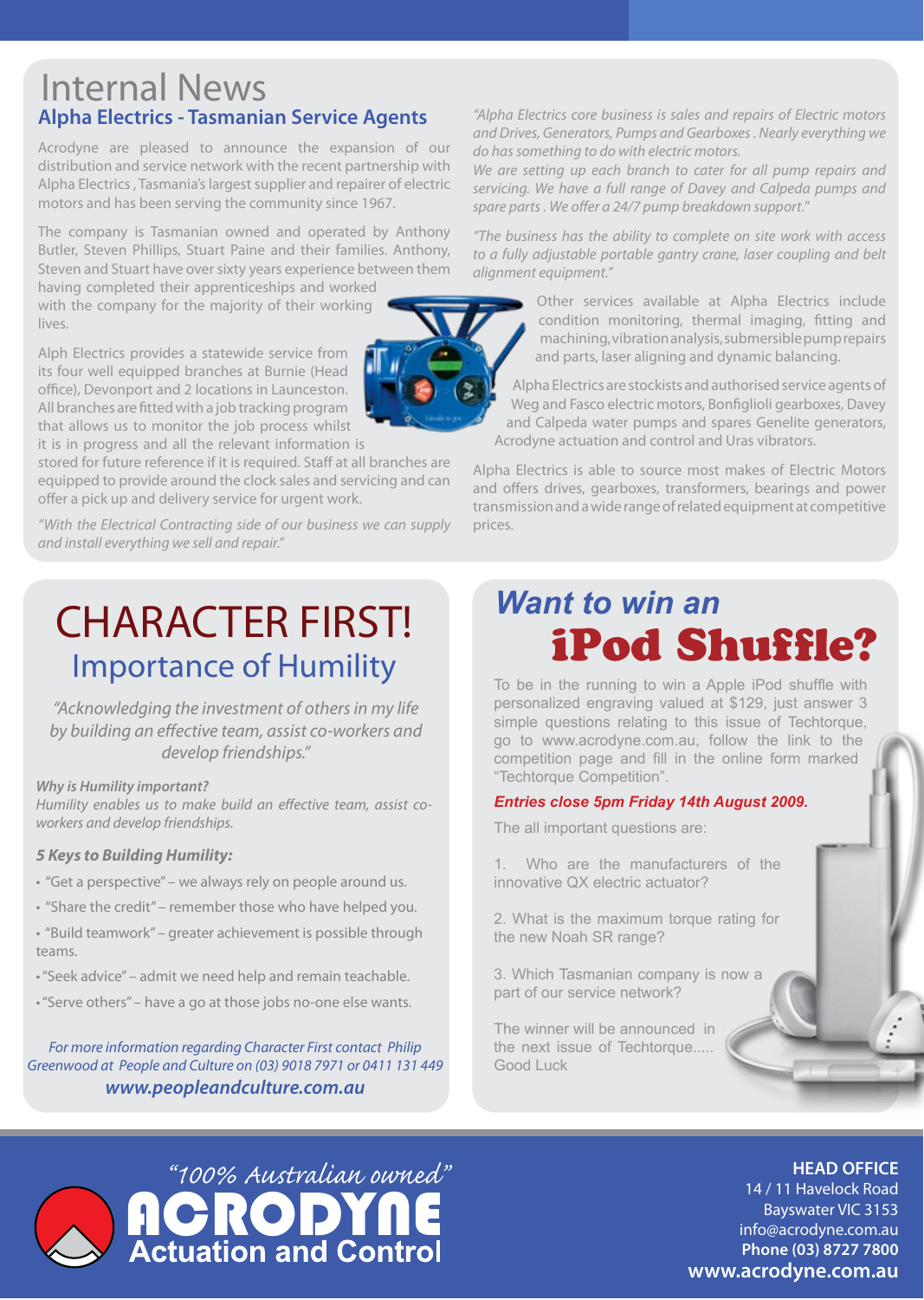# Internal News

## Alpha Electrics - Tasmanian Service Agents

Acrodyne are pleased to announce the expansion of our distribution and service network with the recent partnership with Alpha Electrics , Tasmania's largest supplier and repairer of electric motors and has been serving the community since 1967.

The company is Tasmanian owned and operated by Anthony Butler, Steven Phillips, Stuart Paine and their families. Anthony, Steven and Stuart have over sixty years experience between them having completed their apprenticeships and worked with the company for the majority of their working lives.

Alph Electrics provides a statewide service from its four well equipped branches at Burnie (Head office), Devonport and 2 locations in Launceston. All branches are fitted with a job tracking program that allows us to monitor the job process whilst it is in progress and all the relevant information is stored for future reference if it is required. Staff at all branches are equipped to provide around the clock sales and servicing and can offer a pick up and delivery service for urgent work.

*"With the Electrical Contracting side of our business we can supply and install everything we sell and repair."*

*"Alpha Electrics core business is sales and repairs of Electric motors and Drives, Generators, Pumps and Gearboxes . Nearly everything we do has something to do with electric motors.*
*We are setting up each branch to cater for all pump repairs and servicing. We have a full range of Davey and Calpeda pumps and spare parts . We offer a 24/7 pump breakdown support."*

*"The business has the ability to complete on site work with access to a fully adjustable portable gantry crane, laser coupling and belt alignment equipment."*

Other services available at Alpha Electrics include condition monitoring, thermal imaging, fitting and machining, vibration analysis, submersible pump repairs and parts, laser aligning and dynamic balancing.

Alpha Electrics are stockists and authorised service agents of Weg and Fasco electric motors, Bonfiglioli gearboxes, Davey and Calpeda water pumps and spares Genelite generators, Acrodyne actuation and control and Uras vibrators.

Alpha Electrics is able to source most makes of Electric Motors and offers drives, gearboxes, transformers, bearings and power transmission and a wide range of related equipment at competitive prices.

# CHARACTER FIRST!

## Importance of Humility

*"Acknowledging the investment of others in my life by building an effective team, assist co-workers and develop friendships."*

***Why is Humility important?***
*Humility enables us to make build an effective team, assist co-workers and develop friendships.*

***5 Keys to Building Humility:***

- "Get a perspective" – we always rely on people around us.
- "Share the credit" – remember those who have helped you.
- "Build teamwork" – greater achievement is possible through teams.
- "Seek advice" – admit we need help and remain teachable.
- "Serve others" – have a go at those jobs no-one else wants.

*For more information regarding Character First contact Philip Greenwood at People and Culture on (03) 9018 7971 or 0411 131 449*
***www.peopleandculture.com.au***

# *Want to win an* iPod Shuffle?

To be in the running to win a Apple iPod shuffle with personalized engraving valued at $129, just answer 3 simple questions relating to this issue of Techtorque, go to www.acrodyne.com.au, follow the link to the competition page and fill in the online form marked "Techtorque Competition".

***Entries close 5pm Friday 14th August 2009.***

The all important questions are:

1. Who are the manufacturers of the innovative QX electric actuator?

2. What is the maximum torque rating for the new Noah SR range?

3. Which Tasmanian company is now a part of our service network?

The winner will be announced in the next issue of Techtorque..... Good Luck

*"100% Australian owned"*
**ACRODYNE**
**Actuation and Control**

**HEAD OFFICE**
14 / 11 Havelock Road
Bayswater VIC 3153
info@acrodyne.com.au
**Phone (03) 8727 7800**
**www.acrodyne.com.au**